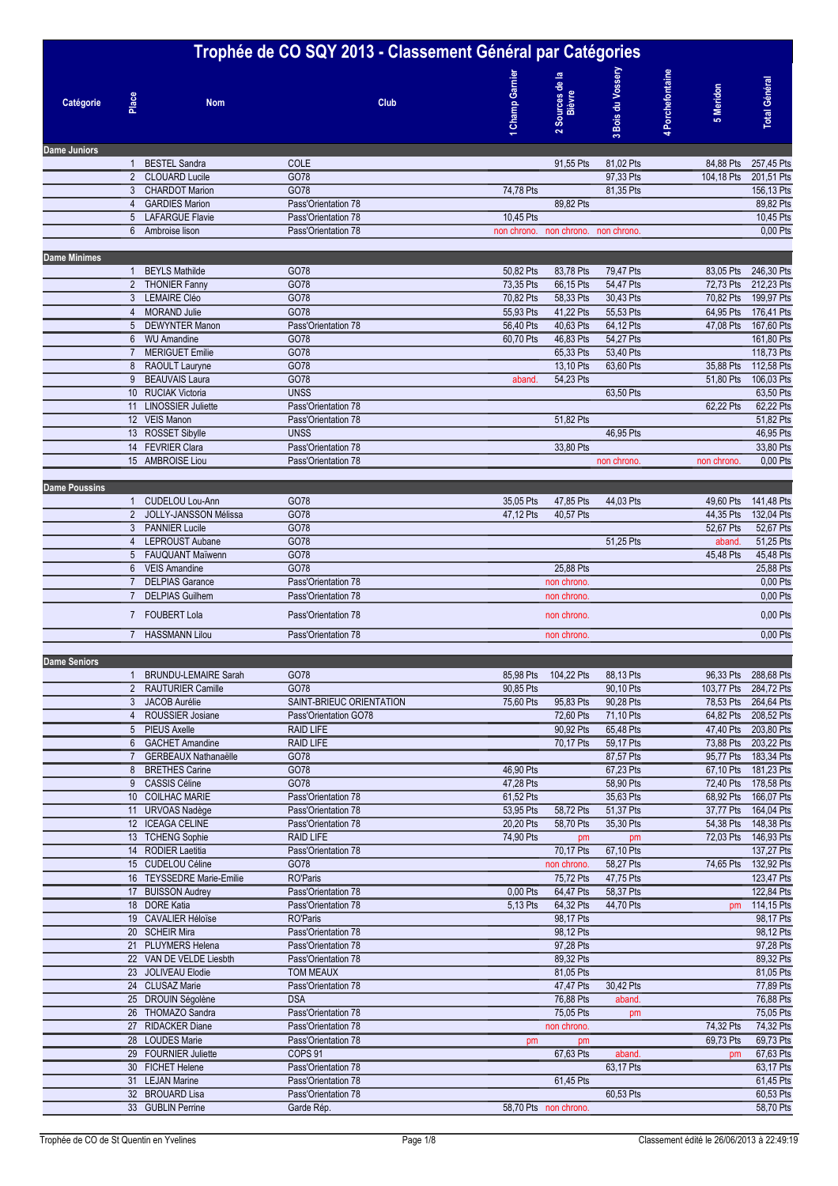# Trophée de CO SQY 2013 - Classement Général par Catégories

| Catégorie | Place | Nom | Club | 1 Champ Garnier | 2 Sources de la Bièvre | 3 Bois du Vossery | 4 Porchefontaine | 5 Meridon | Total Général |
|---|---|---|---|---|---|---|---|---|---|
| **Dame Juniors** | | | | | | | | | |
| | 1 | BESTEL Sandra | COLE | | 91,55 Pts | 81,02 Pts | | 84,88 Pts | 257,45 Pts |
| | 2 | CLOUARD Lucile | GO78 | | | 97,33 Pts | | 104,18 Pts | 201,51 Pts |
| | 3 | CHARDOT Marion | GO78 | 74,78 Pts | | 81,35 Pts | | | 156,13 Pts |
| | 4 | GARDIES Marion | Pass'Orientation 78 | | 89,82 Pts | | | | 89,82 Pts |
| | 5 | LAFARGUE Flavie | Pass'Orientation 78 | 10,45 Pts | | | | | 10,45 Pts |
| | 6 | Ambroise lison | Pass'Orientation 78 | non chrono. | non chrono. | non chrono. | | | 0,00 Pts |
| **Dame Minimes** | | | | | | | | | |
| | 1 | BEYLS Mathilde | GO78 | 50,82 Pts | 83,78 Pts | 79,47 Pts | | 83,05 Pts | 246,30 Pts |
| | 2 | THONIER Fanny | GO78 | 73,35 Pts | 66,15 Pts | 54,47 Pts | | 72,73 Pts | 212,23 Pts |
| | 3 | LEMAIRE Cléo | GO78 | 70,82 Pts | 58,33 Pts | 30,43 Pts | | 70,82 Pts | 199,97 Pts |
| | 4 | MORAND Julie | GO78 | 55,93 Pts | 41,22 Pts | 55,53 Pts | | 64,95 Pts | 176,41 Pts |
| | 5 | DEWYNTER Manon | Pass'Orientation 78 | 56,40 Pts | 40,63 Pts | 64,12 Pts | | 47,08 Pts | 167,60 Pts |
| | 6 | WU Amandine | GO78 | 60,70 Pts | 46,83 Pts | 54,27 Pts | | | 161,80 Pts |
| | 7 | MERIGUET Emilie | GO78 | | 65,33 Pts | 53,40 Pts | | | 118,73 Pts |
| | 8 | RAOULT Lauryne | GO78 | | 13,10 Pts | 63,60 Pts | | 35,88 Pts | 112,58 Pts |
| | 9 | BEAUVAIS Laura | GO78 | aband. | 54,23 Pts | | | 51,80 Pts | 106,03 Pts |
| | 10 | RUCIAK Victoria | UNSS | | | 63,50 Pts | | | 63,50 Pts |
| | 11 | LINOSSIER Juliette | Pass'Orientation 78 | | | | | 62,22 Pts | 62,22 Pts |
| | 12 | VEIS Manon | Pass'Orientation 78 | | 51,82 Pts | | | | 51,82 Pts |
| | 13 | ROSSET Sibylle | UNSS | | | 46,95 Pts | | | 46,95 Pts |
| | 14 | FEVRIER Clara | Pass'Orientation 78 | | 33,80 Pts | | | | 33,80 Pts |
| | 15 | AMBROISE Liou | Pass'Orientation 78 | | | non chrono. | | non chrono. | 0,00 Pts |
| **Dame Poussins** | | | | | | | | | |
| | 1 | CUDELOU Lou-Ann | GO78 | 35,05 Pts | 47,85 Pts | 44,03 Pts | | 49,60 Pts | 141,48 Pts |
| | 2 | JOLLY-JANSSON Mélissa | GO78 | 47,12 Pts | 40,57 Pts | | | 44,35 Pts | 132,04 Pts |
| | 3 | PANNIER Lucile | GO78 | | | | | 52,67 Pts | 52,67 Pts |
| | 4 | LEPROUST Aubane | GO78 | | | 51,25 Pts | | aband. | 51,25 Pts |
| | 5 | FAUQUANT Maïwenn | GO78 | | | | | 45,48 Pts | 45,48 Pts |
| | 6 | VEIS Amandine | GO78 | | 25,88 Pts | | | | 25,88 Pts |
| | 7 | DELPIAS Garance | Pass'Orientation 78 | | non chrono. | | | | 0,00 Pts |
| | 7 | DELPIAS Guilhem | Pass'Orientation 78 | | non chrono. | | | | 0,00 Pts |
| | 7 | FOUBERT Lola | Pass'Orientation 78 | | non chrono. | | | | 0,00 Pts |
| | 7 | HASSMANN Lilou | Pass'Orientation 78 | | non chrono. | | | | 0,00 Pts |
| **Dame Seniors** | | | | | | | | | |
| | 1 | BRUNDU-LEMAIRE Sarah | GO78 | 85,98 Pts | 104,22 Pts | 88,13 Pts | | 96,33 Pts | 288,68 Pts |
| | 2 | RAUTURIER Camille | GO78 | 90,85 Pts | | 90,10 Pts | | 103,77 Pts | 284,72 Pts |
| | 3 | JACOB Aurélie | SAINT-BRIEUC ORIENTATION | 75,60 Pts | 95,83 Pts | 90,28 Pts | | 78,53 Pts | 264,64 Pts |
| | 4 | ROUSSIER Josiane | Pass'Orientation GO78 | | 72,60 Pts | 71,10 Pts | | 64,82 Pts | 208,52 Pts |
| | 5 | PIEUS Axelle | RAID LIFE | | 90,92 Pts | 65,48 Pts | | 47,40 Pts | 203,80 Pts |
| | 6 | GACHET Amandine | RAID LIFE | | 70,17 Pts | 59,17 Pts | | 73,88 Pts | 203,22 Pts |
| | 7 | GERBEAUX Nathanaëlle | GO78 | | | 87,57 Pts | | 95,77 Pts | 183,34 Pts |
| | 8 | BRETHES Carine | GO78 | 46,90 Pts | | 67,23 Pts | | 67,10 Pts | 181,23 Pts |
| | 9 | CASSIS Céline | GO78 | 47,28 Pts | | 58,90 Pts | | 72,40 Pts | 178,58 Pts |
| | 10 | COILHAC MARIE | Pass'Orientation 78 | 61,52 Pts | | 35,63 Pts | | 68,92 Pts | 166,07 Pts |
| | 11 | URVOAS Nadège | Pass'Orientation 78 | 53,95 Pts | 58,72 Pts | 51,37 Pts | | 37,77 Pts | 164,04 Pts |
| | 12 | ICEAGA CELINE | Pass'Orientation 78 | 20,20 Pts | 58,70 Pts | 35,30 Pts | | 54,38 Pts | 148,38 Pts |
| | 13 | TCHENG Sophie | RAID LIFE | 74,90 Pts | pm | pm | | 72,03 Pts | 146,93 Pts |
| | 14 | RODIER Laetitia | Pass'Orientation 78 | | 70,17 Pts | 67,10 Pts | | | 137,27 Pts |
| | 15 | CUDELOU Céline | GO78 | | non chrono. | 58,27 Pts | | 74,65 Pts | 132,92 Pts |
| | 16 | TEYSSEDRE Marie-Emilie | RO'Paris | | 75,72 Pts | 47,75 Pts | | | 123,47 Pts |
| | 17 | BUISSON Audrey | Pass'Orientation 78 | 0,00 Pts | 64,47 Pts | 58,37 Pts | | | 122,84 Pts |
| | 18 | DORE Katia | Pass'Orientation 78 | 5,13 Pts | 64,32 Pts | 44,70 Pts | | pm | 114,15 Pts |
| | 19 | CAVALIER Héloïse | RO'Paris | | 98,17 Pts | | | | 98,17 Pts |
| | 20 | SCHEIR Mira | Pass'Orientation 78 | | 98,12 Pts | | | | 98,12 Pts |
| | 21 | PLUYMERS Helena | Pass'Orientation 78 | | 97,28 Pts | | | | 97,28 Pts |
| | 22 | VAN DE VELDE Liesbth | Pass'Orientation 78 | | 89,32 Pts | | | | 89,32 Pts |
| | 23 | JOLIVEAU Elodie | TOM MEAUX | | 81,05 Pts | | | | 81,05 Pts |
| | 24 | CLUSAZ Marie | Pass'Orientation 78 | | 47,47 Pts | 30,42 Pts | | | 77,89 Pts |
| | 25 | DROUIN Ségolène | DSA | | 76,88 Pts | aband. | | | 76,88 Pts |
| | 26 | THOMAZO Sandra | Pass'Orientation 78 | | 75,05 Pts | pm | | | 75,05 Pts |
| | 27 | RIDACKER Diane | Pass'Orientation 78 | | non chrono. | | | 74,32 Pts | 74,32 Pts |
| | 28 | LOUDES Marie | Pass'Orientation 78 | pm | pm | | | 69,73 Pts | 69,73 Pts |
| | 29 | FOURNIER Juliette | COPS 91 | | 67,63 Pts | aband. | | pm | 67,63 Pts |
| | 30 | FICHET Helene | Pass'Orientation 78 | | | 63,17 Pts | | | 63,17 Pts |
| | 31 | LEJAN Marine | Pass'Orientation 78 | | 61,45 Pts | | | | 61,45 Pts |
| | 32 | BROUARD Lisa | Pass'Orientation 78 | | | 60,53 Pts | | | 60,53 Pts |
| | 33 | GUBLIN Perrine | Garde Rép. | 58,70 Pts | non chrono. | | | | 58,70 Pts |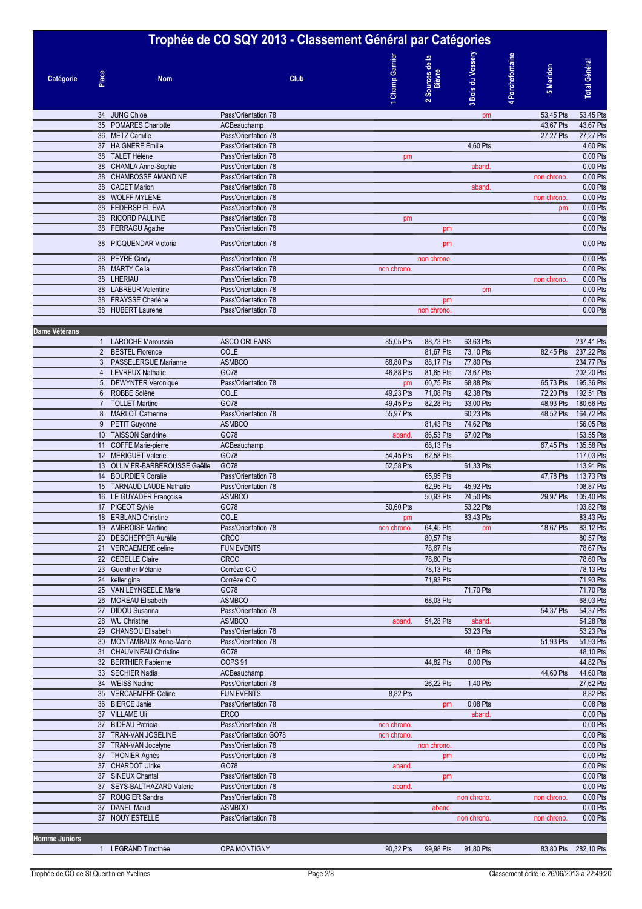# Trophée de CO SQY 2013 - Classement Général par Catégories

| Catégorie | Place | Nom | Club | 1 Champ Garnier | 2 Sources de la Bièvre | 3 Bois du Vossery | 4 Porchefontaine | 5 Meridon | Total Général |
|---|---|---|---|---|---|---|---|---|---|
| | 34 | JUNG Chloe | Pass'Orientation 78 | | | pm | | 53,45 Pts | 53,45 Pts |
| | 35 | POMARES Charlotte | ACBeauchamp | | | | | 43,67 Pts | 43,67 Pts |
| | 36 | METZ Camille | Pass'Orientation 78 | | | | | 27,27 Pts | 27,27 Pts |
| | 37 | HAIGNERE Emilie | Pass'Orientation 78 | | | 4,60 Pts | | | 4,60 Pts |
| | 38 | TALET Hélène | Pass'Orientation 78 | pm | | | | | 0,00 Pts |
| | 38 | CHAMLA Anne-Sophie | Pass'Orientation 78 | | | aband. | | | 0,00 Pts |
| | 38 | CHAMBOSSE AMANDINE | Pass'Orientation 78 | | | | | non chrono. | 0,00 Pts |
| | 38 | CADET Marion | Pass'Orientation 78 | | | aband. | | | 0,00 Pts |
| | 38 | WOLFF MYLENE | Pass'Orientation 78 | | | | | non chrono. | 0,00 Pts |
| | 38 | FEDERSPIEL EVA | Pass'Orientation 78 | | | | | pm | 0,00 Pts |
| | 38 | RICORD PAULINE | Pass'Orientation 78 | pm | | | | | 0,00 Pts |
| | 38 | FERRAGU Agathe | Pass'Orientation 78 | | pm | | | | 0,00 Pts |
| | 38 | PICQUENDAR Victoria | Pass'Orientation 78 | | pm | | | | 0,00 Pts |
| | 38 | PEYRE Cindy | Pass'Orientation 78 | | non chrono. | | | | 0,00 Pts |
| | 38 | MARTY Celia | Pass'Orientation 78 | non chrono. | | | | | 0,00 Pts |
| | 38 | LHERIAU | Pass'Orientation 78 | | | | | non chrono. | 0,00 Pts |
| | 38 | LABREUR Valentine | Pass'Orientation 78 | | | pm | | | 0,00 Pts |
| | 38 | FRAYSSE Charlène | Pass'Orientation 78 | | pm | | | | 0,00 Pts |
| | 38 | HUBERT Laurene | Pass'Orientation 78 | | non chrono. | | | | 0,00 Pts |
| **Dame Vétérans** | | | | | | | | | |
| | 1 | LAROCHE Maroussia | ASCO ORLEANS | 85,05 Pts | 88,73 Pts | 63,63 Pts | | | 237,41 Pts |
| | 2 | BESTEL Florence | COLE | | 81,67 Pts | 73,10 Pts | | 82,45 Pts | 237,22 Pts |
| | 3 | PASSELERGUE Marianne | ASMBCO | 68,80 Pts | 88,17 Pts | 77,80 Pts | | | 234,77 Pts |
| | 4 | LEVREUX Nathalie | GO78 | 46,88 Pts | 81,65 Pts | 73,67 Pts | | | 202,20 Pts |
| | 5 | DEWYNTER Veronique | Pass'Orientation 78 | pm | 60,75 Pts | 68,88 Pts | | 65,73 Pts | 195,36 Pts |
| | 6 | ROBBE Solène | COLE | 49,23 Pts | 71,08 Pts | 42,38 Pts | | 72,20 Pts | 192,51 Pts |
| | 7 | TOLLET Martine | GO78 | 49,45 Pts | 82,28 Pts | 33,00 Pts | | 48,93 Pts | 180,66 Pts |
| | 8 | MARLOT Catherine | Pass'Orientation 78 | 55,97 Pts | | 60,23 Pts | | 48,52 Pts | 164,72 Pts |
| | 9 | PETIT Guyonne | ASMBCO | | 81,43 Pts | 74,62 Pts | | | 156,05 Pts |
| | 10 | TAISSON Sandrine | GO78 | aband. | 86,53 Pts | 67,02 Pts | | | 153,55 Pts |
| | 11 | COFFE Marie-pierre | ACBeauchamp | | 68,13 Pts | | | 67,45 Pts | 135,58 Pts |
| | 12 | MERIGUET Valerie | GO78 | 54,45 Pts | 62,58 Pts | | | | 117,03 Pts |
| | 13 | OLLIVIER-BARBEROUSSE Gaëlle | GO78 | 52,58 Pts | | 61,33 Pts | | | 113,91 Pts |
| | 14 | BOURDIER Coralie | Pass'Orientation 78 | | 65,95 Pts | | | 47,78 Pts | 113,73 Pts |
| | 15 | TARNAUD LAUDE Nathalie | Pass'Orientation 78 | | 62,95 Pts | 45,92 Pts | | | 108,87 Pts |
| | 16 | LE GUYADER Françoise | ASMBCO | | 50,93 Pts | 24,50 Pts | | 29,97 Pts | 105,40 Pts |
| | 17 | PIGEOT Sylvie | GO78 | 50,60 Pts | | 53,22 Pts | | | 103,82 Pts |
| | 18 | ERBLAND Christine | COLE | pm | | 83,43 Pts | | | 83,43 Pts |
| | 19 | AMBROISE Martine | Pass'Orientation 78 | non chrono. | 64,45 Pts | pm | | 18,67 Pts | 83,12 Pts |
| | 20 | DESCHEPPER Aurélie | CRCO | | 80,57 Pts | | | | 80,57 Pts |
| | 21 | VERCAEMERE celine | FUN EVENTS | | 78,67 Pts | | | | 78,67 Pts |
| | 22 | CEDELLE Claire | CRCO | | 78,60 Pts | | | | 78,60 Pts |
| | 23 | Guenther Mélanie | Corrèze C.O | | 78,13 Pts | | | | 78,13 Pts |
| | 24 | keller gina | Corrèze C.O | | 71,93 Pts | | | | 71,93 Pts |
| | 25 | VAN LEYNSEELE Marie | GO78 | | | 71,70 Pts | | | 71,70 Pts |
| | 26 | MOREAU Elisabeth | ASMBCO | | 68,03 Pts | | | | 68,03 Pts |
| | 27 | DIDOU Susanna | Pass'Orientation 78 | | | | | 54,37 Pts | 54,37 Pts |
| | 28 | WU Christine | ASMBCO | aband. | 54,28 Pts | aband. | | | 54,28 Pts |
| | 29 | CHANSOU Elisabeth | Pass'Orientation 78 | | | 53,23 Pts | | | 53,23 Pts |
| | 30 | MONTAMBAUX Anne-Marie | Pass'Orientation 78 | | | | | 51,93 Pts | 51,93 Pts |
| | 31 | CHAUVINEAU Christine | GO78 | | | 48,10 Pts | | | 48,10 Pts |
| | 32 | BERTHIER Fabienne | COPS 91 | | 44,82 Pts | 0,00 Pts | | | 44,82 Pts |
| | 33 | SECHIER Nadia | ACBeauchamp | | | | | 44,60 Pts | 44,60 Pts |
| | 34 | WEISS Nadine | Pass'Orientation 78 | | 26,22 Pts | 1,40 Pts | | | 27,62 Pts |
| | 35 | VERCAEMERE Céline | FUN EVENTS | 8,82 Pts | | | | | 8,82 Pts |
| | 36 | BIERCE Janie | Pass'Orientation 78 | | pm | 0,08 Pts | | | 0,08 Pts |
| | 37 | VILLAME Uli | ERCO | | | aband. | | | 0,00 Pts |
| | 37 | BIDEAU Patricia | Pass'Orientation 78 | non chrono. | | | | | 0,00 Pts |
| | 37 | TRAN-VAN JOSELINE | Pass'Orientation GO78 | non chrono. | | | | | 0,00 Pts |
| | 37 | TRAN-VAN Jocelyne | Pass'Orientation 78 | | non chrono. | | | | 0,00 Pts |
| | 37 | THONIER Agnès | Pass'Orientation 78 | | pm | | | | 0,00 Pts |
| | 37 | CHARDOT Ulrike | GO78 | aband. | | | | | 0,00 Pts |
| | 37 | SINEUX Chantal | Pass'Orientation 78 | | pm | | | | 0,00 Pts |
| | 37 | SEYS-BALTHAZARD Valerie | Pass'Orientation 78 | aband. | | | | | 0,00 Pts |
| | 37 | ROUGIER Sandra | Pass'Orientation 78 | | | non chrono. | | non chrono. | 0,00 Pts |
| | 37 | DANEL Maud | ASMBCO | | aband. | | | | 0,00 Pts |
| | 37 | NOUY ESTELLE | Pass'Orientation 78 | | | non chrono. | | non chrono. | 0,00 Pts |
| **Homme Juniors** | | | | | | | | | |
| | 1 | LEGRAND Timothée | OPA MONTIGNY | 90,32 Pts | 99,98 Pts | 91,80 Pts | | 83,80 Pts | 282,10 Pts |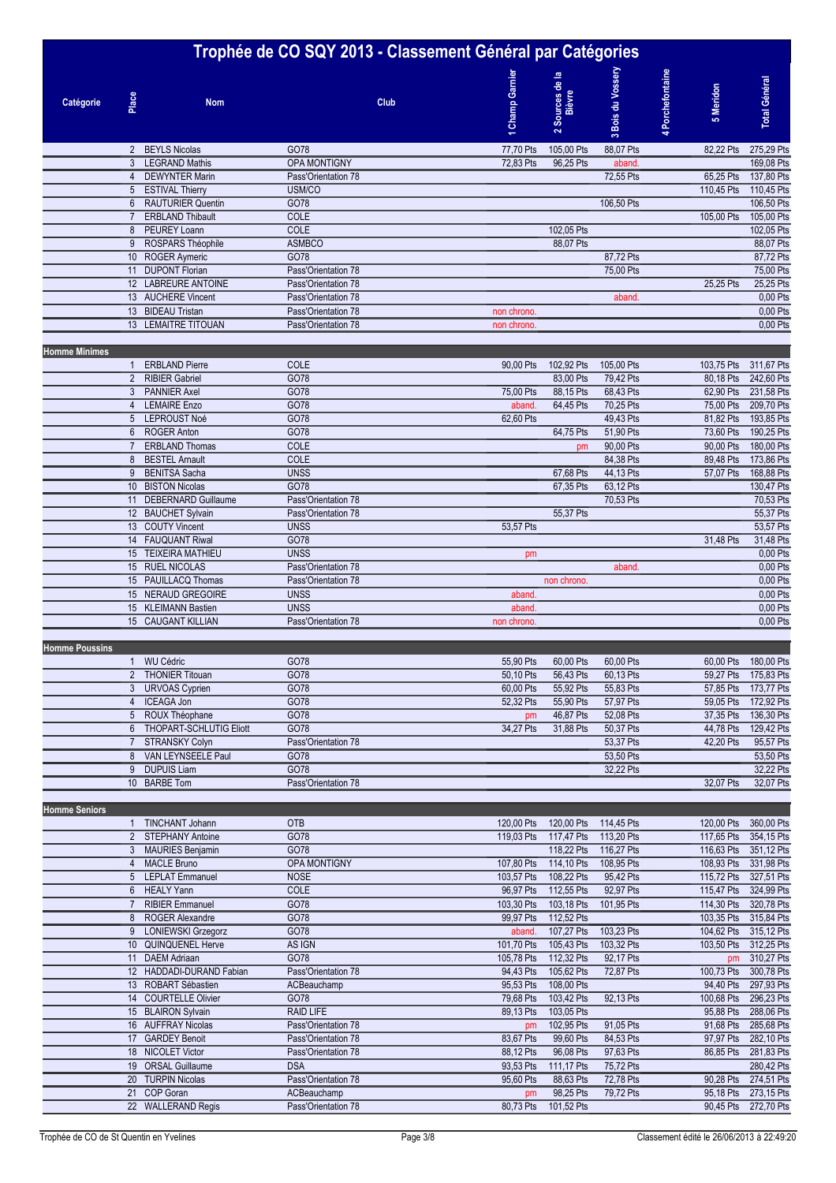# Trophée de CO SQY 2013 - Classement Général par Catégories

| Catégorie | Place | Nom | Club | 1 Champ Garnier | 2 Sources de la Bièvre | 3 Bois du Vossery | 4 Porchefontaine | 5 Meridon | Total Général |
|---|---|---|---|---|---|---|---|---|---|
| | 2 | BEYLS Nicolas | GO78 | 77,70 Pts | 105,00 Pts | 88,07 Pts | | 82,22 Pts | 275,29 Pts |
| | 3 | LEGRAND Mathis | OPA MONTIGNY | 72,83 Pts | 96,25 Pts | aband. | | | 169,08 Pts |
| | 4 | DEWYNTER Marin | Pass'Orientation 78 | | | 72,55 Pts | | 65,25 Pts | 137,80 Pts |
| | 5 | ESTIVAL Thierry | USM/CO | | | | | 110,45 Pts | 110,45 Pts |
| | 6 | RAUTURIER Quentin | GO78 | | | 106,50 Pts | | | 106,50 Pts |
| | 7 | ERBLAND Thibault | COLE | | | | | 105,00 Pts | 105,00 Pts |
| | 8 | PEUREY Loann | COLE | | 102,05 Pts | | | | 102,05 Pts |
| | 9 | ROSPARS Théophile | ASMBCO | | 88,07 Pts | | | | 88,07 Pts |
| | 10 | ROGER Aymeric | GO78 | | | 87,72 Pts | | | 87,72 Pts |
| | 11 | DUPONT Florian | Pass'Orientation 78 | | | 75,00 Pts | | | 75,00 Pts |
| | 12 | LABREURE ANTOINE | Pass'Orientation 78 | | | | | 25,25 Pts | 25,25 Pts |
| | 13 | AUCHERE Vincent | Pass'Orientation 78 | | | aband. | | | 0,00 Pts |
| | 13 | BIDEAU Tristan | Pass'Orientation 78 | non chrono. | | | | | 0,00 Pts |
| | 13 | LEMAITRE TITOUAN | Pass'Orientation 78 | non chrono. | | | | | 0,00 Pts |
| **Homme Minimes** | | | | | | | | | |
| | 1 | ERBLAND Pierre | COLE | 90,00 Pts | 102,92 Pts | 105,00 Pts | | 103,75 Pts | 311,67 Pts |
| | 2 | RIBIER Gabriel | GO78 | | 83,00 Pts | 79,42 Pts | | 80,18 Pts | 242,60 Pts |
| | 3 | PANNIER Axel | GO78 | 75,00 Pts | 88,15 Pts | 68,43 Pts | | 62,90 Pts | 231,58 Pts |
| | 4 | LEMAIRE Enzo | GO78 | aband. | 64,45 Pts | 70,25 Pts | | 75,00 Pts | 209,70 Pts |
| | 5 | LEPROUST Noé | GO78 | 62,60 Pts | | 49,43 Pts | | 81,82 Pts | 193,85 Pts |
| | 6 | ROGER Anton | GO78 | | 64,75 Pts | 51,90 Pts | | 73,60 Pts | 190,25 Pts |
| | 7 | ERBLAND Thomas | COLE | | pm | 90,00 Pts | | 90,00 Pts | 180,00 Pts |
| | 8 | BESTEL Arnault | COLE | | | 84,38 Pts | | 89,48 Pts | 173,86 Pts |
| | 9 | BENITSA Sacha | UNSS | | 67,68 Pts | 44,13 Pts | | 57,07 Pts | 168,88 Pts |
| | 10 | BISTON Nicolas | GO78 | | 67,35 Pts | 63,12 Pts | | | 130,47 Pts |
| | 11 | DEBERNARD Guillaume | Pass'Orientation 78 | | | 70,53 Pts | | | 70,53 Pts |
| | 12 | BAUCHET Sylvain | Pass'Orientation 78 | | 55,37 Pts | | | | 55,37 Pts |
| | 13 | COUTY Vincent | UNSS | 53,57 Pts | | | | | 53,57 Pts |
| | 14 | FAUQUANT Riwal | GO78 | | | | | 31,48 Pts | 31,48 Pts |
| | 15 | TEIXEIRA MATHIEU | UNSS | pm | | | | | 0,00 Pts |
| | 15 | RUEL NICOLAS | Pass'Orientation 78 | | | aband. | | | 0,00 Pts |
| | 15 | PAUILLACQ Thomas | Pass'Orientation 78 | | non chrono. | | | | 0,00 Pts |
| | 15 | NERAUD GREGOIRE | UNSS | aband. | | | | | 0,00 Pts |
| | 15 | KLEIMANN Bastien | UNSS | aband. | | | | | 0,00 Pts |
| | 15 | CAUGANT KILLIAN | Pass'Orientation 78 | non chrono. | | | | | 0,00 Pts |
| **Homme Poussins** | | | | | | | | | |
| | 1 | WU Cédric | GO78 | 55,90 Pts | 60,00 Pts | 60,00 Pts | | 60,00 Pts | 180,00 Pts |
| | 2 | THONIER Titouan | GO78 | 50,10 Pts | 56,43 Pts | 60,13 Pts | | 59,27 Pts | 175,83 Pts |
| | 3 | URVOAS Cyprien | GO78 | 60,00 Pts | 55,92 Pts | 55,83 Pts | | 57,85 Pts | 173,77 Pts |
| | 4 | ICEAGA Jon | GO78 | 52,32 Pts | 55,90 Pts | 57,97 Pts | | 59,05 Pts | 172,92 Pts |
| | 5 | ROUX Théophane | GO78 | pm | 46,87 Pts | 52,08 Pts | | 37,35 Pts | 136,30 Pts |
| | 6 | THOPART-SCHLUTIG Eliott | GO78 | 34,27 Pts | 31,88 Pts | 50,37 Pts | | 44,78 Pts | 129,42 Pts |
| | 7 | STRANSKY Colyn | Pass'Orientation 78 | | | 53,37 Pts | | 42,20 Pts | 95,57 Pts |
| | 8 | VAN LEYNSEELE Paul | GO78 | | | 53,50 Pts | | | 53,50 Pts |
| | 9 | DUPUIS Liam | GO78 | | | 32,22 Pts | | | 32,22 Pts |
| | 10 | BARBE Tom | Pass'Orientation 78 | | | | | 32,07 Pts | 32,07 Pts |
| **Homme Seniors** | | | | | | | | | |
| | 1 | TINCHANT Johann | OTB | 120,00 Pts | 120,00 Pts | 114,45 Pts | | 120,00 Pts | 360,00 Pts |
| | 2 | STEPHANY Antoine | GO78 | 119,03 Pts | 117,47 Pts | 113,20 Pts | | 117,65 Pts | 354,15 Pts |
| | 3 | MAURIES Benjamin | GO78 | | 118,22 Pts | 116,27 Pts | | 116,63 Pts | 351,12 Pts |
| | 4 | MACLE Bruno | OPA MONTIGNY | 107,80 Pts | 114,10 Pts | 108,95 Pts | | 108,93 Pts | 331,98 Pts |
| | 5 | LEPLAT Emmanuel | NOSE | 103,57 Pts | 108,22 Pts | 95,42 Pts | | 115,72 Pts | 327,51 Pts |
| | 6 | HEALY Yann | COLE | 96,97 Pts | 112,55 Pts | 92,97 Pts | | 115,47 Pts | 324,99 Pts |
| | 7 | RIBIER Emmanuel | GO78 | 103,30 Pts | 103,18 Pts | 101,95 Pts | | 114,30 Pts | 320,78 Pts |
| | 8 | ROGER Alexandre | GO78 | 99,97 Pts | 112,52 Pts | | | 103,35 Pts | 315,84 Pts |
| | 9 | LONIEWSKI Grzegorz | GO78 | aband. | 107,27 Pts | 103,23 Pts | | 104,62 Pts | 315,12 Pts |
| | 10 | QUINQUENEL Herve | AS IGN | 101,70 Pts | 105,43 Pts | 103,32 Pts | | 103,50 Pts | 312,25 Pts |
| | 11 | DAEM Adriaan | GO78 | 105,78 Pts | 112,32 Pts | 92,17 Pts | | pm | 310,27 Pts |
| | 12 | HADDADI-DURAND Fabian | Pass'Orientation 78 | 94,43 Pts | 105,62 Pts | 72,87 Pts | | 100,73 Pts | 300,78 Pts |
| | 13 | ROBART Sébastien | ACBeauchamp | 95,53 Pts | 108,00 Pts | | | 94,40 Pts | 297,93 Pts |
| | 14 | COURTELLE Olivier | GO78 | 79,68 Pts | 103,42 Pts | 92,13 Pts | | 100,68 Pts | 296,23 Pts |
| | 15 | BLAIRON Sylvain | RAID LIFE | 89,13 Pts | 103,05 Pts | | | 95,88 Pts | 288,06 Pts |
| | 16 | AUFFRAY Nicolas | Pass'Orientation 78 | pm | 102,95 Pts | 91,05 Pts | | 91,68 Pts | 285,68 Pts |
| | 17 | GARDEY Benoit | Pass'Orientation 78 | 83,67 Pts | 99,60 Pts | 84,53 Pts | | 97,97 Pts | 282,10 Pts |
| | 18 | NICOLET Victor | Pass'Orientation 78 | 88,12 Pts | 96,08 Pts | 97,63 Pts | | 86,85 Pts | 281,83 Pts |
| | 19 | ORSAL Guillaume | DSA | 93,53 Pts | 111,17 Pts | 75,72 Pts | | | 280,42 Pts |
| | 20 | TURPIN Nicolas | Pass'Orientation 78 | 95,60 Pts | 88,63 Pts | 72,78 Pts | | 90,28 Pts | 274,51 Pts |
| | 21 | COP Goran | ACBeauchamp | pm | 98,25 Pts | 79,72 Pts | | 95,18 Pts | 273,15 Pts |
| | 22 | WALLERAND Regis | Pass'Orientation 78 | 80,73 Pts | 101,52 Pts | | | 90,45 Pts | 272,70 Pts |

Trophée de CO de St Quentin en Yvelines

Classement édité le 26/06/2013 à 22:49:20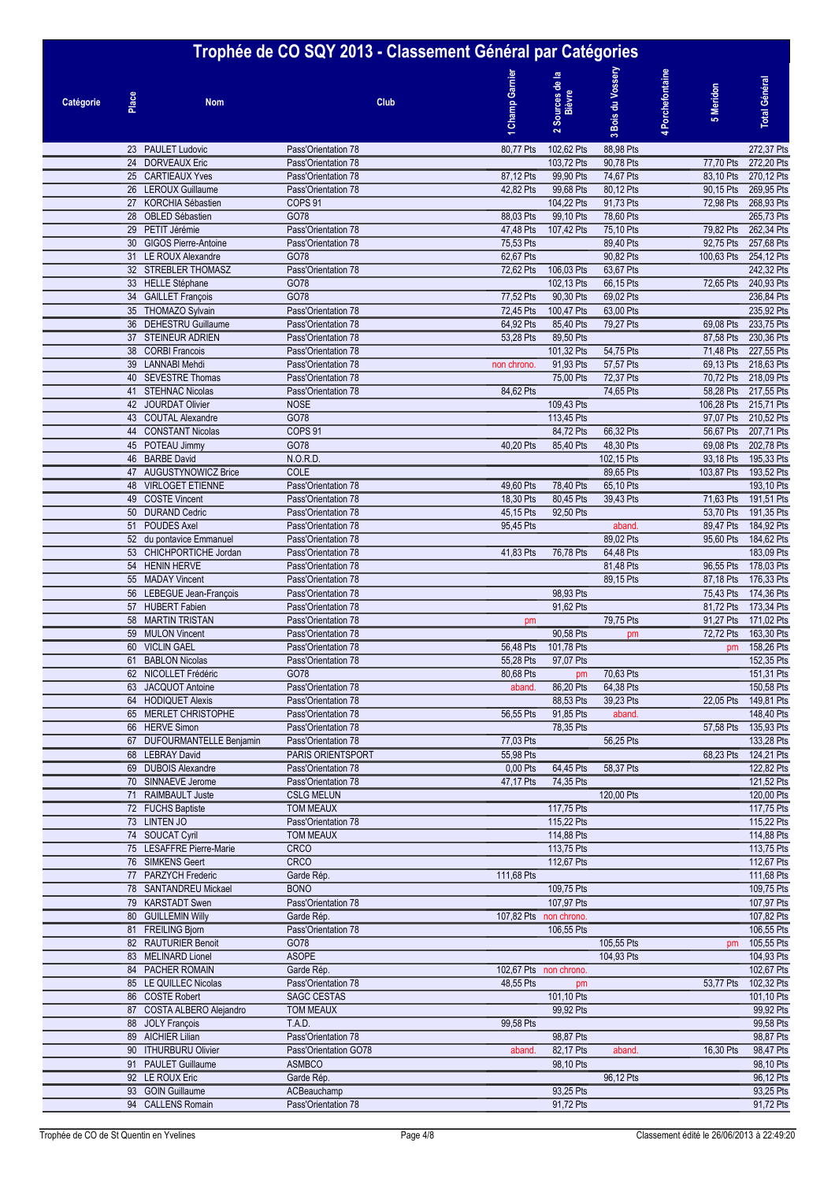# Trophée de CO SQY 2013 - Classement Général par Catégories

| Catégorie | Place | Nom | Club | 1 Champ Garnier | 2 Sources de la Bièvre | 3 Bois du Vossery | 4 Porchefontaine | 5 Meridon | Total Général |
|---|---|---|---|---|---|---|---|---|---|
| | 23 | PAULET Ludovic | Pass'Orientation 78 | 80,77 Pts | 102,62 Pts | 88,98 Pts | | | 272,37 Pts |
| | 24 | DORVEAUX Eric | Pass'Orientation 78 | | 103,72 Pts | 90,78 Pts | | 77,70 Pts | 272,20 Pts |
| | 25 | CARTIEAUX Yves | Pass'Orientation 78 | 87,12 Pts | 99,90 Pts | 74,67 Pts | | 83,10 Pts | 270,12 Pts |
| | 26 | LEROUX Guillaume | Pass'Orientation 78 | 42,82 Pts | 99,68 Pts | 80,12 Pts | | 90,15 Pts | 269,95 Pts |
| | 27 | KORCHIA Sébastien | COPS 91 | | 104,22 Pts | 91,73 Pts | | 72,98 Pts | 268,93 Pts |
| | 28 | OBLED Sébastien | GO78 | 88,03 Pts | 99,10 Pts | 78,60 Pts | | | 265,73 Pts |
| | 29 | PETIT Jérémie | Pass'Orientation 78 | 47,48 Pts | 107,42 Pts | 75,10 Pts | | 79,82 Pts | 262,34 Pts |
| | 30 | GIGOS Pierre-Antoine | Pass'Orientation 78 | 75,53 Pts | | 89,40 Pts | | 92,75 Pts | 257,68 Pts |
| | 31 | LE ROUX Alexandre | GO78 | 62,67 Pts | | 90,82 Pts | | 100,63 Pts | 254,12 Pts |
| | 32 | STREBLER THOMASZ | Pass'Orientation 78 | 72,62 Pts | 106,03 Pts | 63,67 Pts | | | 242,32 Pts |
| | 33 | HELLE Stéphane | GO78 | | 102,13 Pts | 66,15 Pts | | 72,65 Pts | 240,93 Pts |
| | 34 | GAILLET François | GO78 | 77,52 Pts | 90,30 Pts | 69,02 Pts | | | 236,84 Pts |
| | 35 | THOMAZO Sylvain | Pass'Orientation 78 | 72,45 Pts | 100,47 Pts | 63,00 Pts | | | 235,92 Pts |
| | 36 | DEHESTRU Guillaume | Pass'Orientation 78 | 64,92 Pts | 85,40 Pts | 79,27 Pts | | 69,08 Pts | 233,75 Pts |
| | 37 | STEINEUR ADRIEN | Pass'Orientation 78 | 53,28 Pts | 89,50 Pts | | | 87,58 Pts | 230,36 Pts |
| | 38 | CORBI Francois | Pass'Orientation 78 | | 101,32 Pts | 54,75 Pts | | 71,48 Pts | 227,55 Pts |
| | 39 | LANNABI Mehdi | Pass'Orientation 78 | non chrono. | 91,93 Pts | 57,57 Pts | | 69,13 Pts | 218,63 Pts |
| | 40 | SEVESTRE Thomas | Pass'Orientation 78 | | 75,00 Pts | 72,37 Pts | | 70,72 Pts | 218,09 Pts |
| | 41 | STEHNAC Nicolas | Pass'Orientation 78 | 84,62 Pts | | 74,65 Pts | | 58,28 Pts | 217,55 Pts |
| | 42 | JOURDAT Olivier | NOSE | | 109,43 Pts | | | 106,28 Pts | 215,71 Pts |
| | 43 | COUTAL Alexandre | GO78 | | 113,45 Pts | | | 97,07 Pts | 210,52 Pts |
| | 44 | CONSTANT Nicolas | COPS 91 | | 84,72 Pts | 66,32 Pts | | 56,67 Pts | 207,71 Pts |
| | 45 | POTEAU Jimmy | GO78 | 40,20 Pts | 85,40 Pts | 48,30 Pts | | 69,08 Pts | 202,78 Pts |
| | 46 | BARBE David | N.O.R.D. | | | 102,15 Pts | | 93,18 Pts | 195,33 Pts |
| | 47 | AUGUSTYNOWICZ Brice | COLE | | | 89,65 Pts | | 103,87 Pts | 193,52 Pts |
| | 48 | VIRLOGET ETIENNE | Pass'Orientation 78 | 49,60 Pts | 78,40 Pts | 65,10 Pts | | | 193,10 Pts |
| | 49 | COSTE Vincent | Pass'Orientation 78 | 18,30 Pts | 80,45 Pts | 39,43 Pts | | 71,63 Pts | 191,51 Pts |
| | 50 | DURAND Cedric | Pass'Orientation 78 | 45,15 Pts | 92,50 Pts | | | 53,70 Pts | 191,35 Pts |
| | 51 | POUDES Axel | Pass'Orientation 78 | 95,45 Pts | | aband. | | 89,47 Pts | 184,92 Pts |
| | 52 | du pontavice Emmanuel | Pass'Orientation 78 | | | 89,02 Pts | | 95,60 Pts | 184,62 Pts |
| | 53 | CHICHPORTICHE Jordan | Pass'Orientation 78 | 41,83 Pts | 76,78 Pts | 64,48 Pts | | | 183,09 Pts |
| | 54 | HENIN HERVE | Pass'Orientation 78 | | | 81,48 Pts | | 96,55 Pts | 178,03 Pts |
| | 55 | MADAY Vincent | Pass'Orientation 78 | | | 89,15 Pts | | 87,18 Pts | 176,33 Pts |
| | 56 | LEBEGUE Jean-François | Pass'Orientation 78 | | 98,93 Pts | | | 75,43 Pts | 174,36 Pts |
| | 57 | HUBERT Fabien | Pass'Orientation 78 | | 91,62 Pts | | | 81,72 Pts | 173,34 Pts |
| | 58 | MARTIN TRISTAN | Pass'Orientation 78 | pm | | 79,75 Pts | | 91,27 Pts | 171,02 Pts |
| | 59 | MULON Vincent | Pass'Orientation 78 | | 90,58 Pts | pm | | 72,72 Pts | 163,30 Pts |
| | 60 | VICLIN GAEL | Pass'Orientation 78 | 56,48 Pts | 101,78 Pts | | | pm | 158,26 Pts |
| | 61 | BABLON Nicolas | Pass'Orientation 78 | 55,28 Pts | 97,07 Pts | | | | 152,35 Pts |
| | 62 | NICOLLET Frédéric | GO78 | 80,68 Pts | pm | 70,63 Pts | | | 151,31 Pts |
| | 63 | JACQUOT Antoine | Pass'Orientation 78 | aband. | 86,20 Pts | 64,38 Pts | | | 150,58 Pts |
| | 64 | HODIQUET Alexis | Pass'Orientation 78 | | 88,53 Pts | 39,23 Pts | | 22,05 Pts | 149,81 Pts |
| | 65 | MERLET CHRISTOPHE | Pass'Orientation 78 | 56,55 Pts | 91,85 Pts | aband. | | | 148,40 Pts |
| | 66 | HERVE Simon | Pass'Orientation 78 | | 78,35 Pts | | | 57,58 Pts | 135,93 Pts |
| | 67 | DUFOURMANTELLE Benjamin | Pass'Orientation 78 | 77,03 Pts | | 56,25 Pts | | | 133,28 Pts |
| | 68 | LEBRAY David | PARIS ORIENTSPORT | 55,98 Pts | | | | 68,23 Pts | 124,21 Pts |
| | 69 | DUBOIS Alexandre | Pass'Orientation 78 | 0,00 Pts | 64,45 Pts | 58,37 Pts | | | 122,82 Pts |
| | 70 | SINNAEVE Jerome | Pass'Orientation 78 | 47,17 Pts | 74,35 Pts | | | | 121,52 Pts |
| | 71 | RAIMBAULT Juste | CSLG MELUN | | | 120,00 Pts | | | 120,00 Pts |
| | 72 | FUCHS Baptiste | TOM MEAUX | | 117,75 Pts | | | | 117,75 Pts |
| | 73 | LINTEN JO | Pass'Orientation 78 | | 115,22 Pts | | | | 115,22 Pts |
| | 74 | SOUCAT Cyril | TOM MEAUX | | 114,88 Pts | | | | 114,88 Pts |
| | 75 | LESAFFRE Pierre-Marie | CRCO | | 113,75 Pts | | | | 113,75 Pts |
| | 76 | SIMKENS Geert | CRCO | | 112,67 Pts | | | | 112,67 Pts |
| | 77 | PARZYCH Frederic | Garde Rép. | 111,68 Pts | | | | | 111,68 Pts |
| | 78 | SANTANDREU Mickael | BONO | | 109,75 Pts | | | | 109,75 Pts |
| | 79 | KARSTADT Swen | Pass'Orientation 78 | | 107,97 Pts | | | | 107,97 Pts |
| | 80 | GUILLEMIN Willy | Garde Rép. | 107,82 Pts | non chrono. | | | | 107,82 Pts |
| | 81 | FREILING Bjorn | Pass'Orientation 78 | | 106,55 Pts | | | | 106,55 Pts |
| | 82 | RAUTURIER Benoit | GO78 | | | 105,55 Pts | | pm | 105,55 Pts |
| | 83 | MELINARD Lionel | ASOPE | | | 104,93 Pts | | | 104,93 Pts |
| | 84 | PACHER ROMAIN | Garde Rép. | 102,67 Pts | non chrono. | | | | 102,67 Pts |
| | 85 | LE QUILLEC Nicolas | Pass'Orientation 78 | 48,55 Pts | pm | | | 53,77 Pts | 102,32 Pts |
| | 86 | COSTE Robert | SAGC CESTAS | | 101,10 Pts | | | | 101,10 Pts |
| | 87 | COSTA ALBERO Alejandro | TOM MEAUX | | 99,92 Pts | | | | 99,92 Pts |
| | 88 | JOLY François | T.A.D. | 99,58 Pts | | | | | 99,58 Pts |
| | 89 | AICHIER Lilian | Pass'Orientation 78 | | 98,87 Pts | | | | 98,87 Pts |
| | 90 | ITHURBURU Olivier | Pass'Orientation GO78 | aband. | 82,17 Pts | aband. | | 16,30 Pts | 98,47 Pts |
| | 91 | PAULET Guillaume | ASMBCO | | 98,10 Pts | | | | 98,10 Pts |
| | 92 | LE ROUX Eric | Garde Rép. | | | 96,12 Pts | | | 96,12 Pts |
| | 93 | GOIN Guillaume | ACBeauchamp | | 93,25 Pts | | | | 93,25 Pts |
| | 94 | CALLENS Romain | Pass'Orientation 78 | | 91,72 Pts | | | | 91,72 Pts |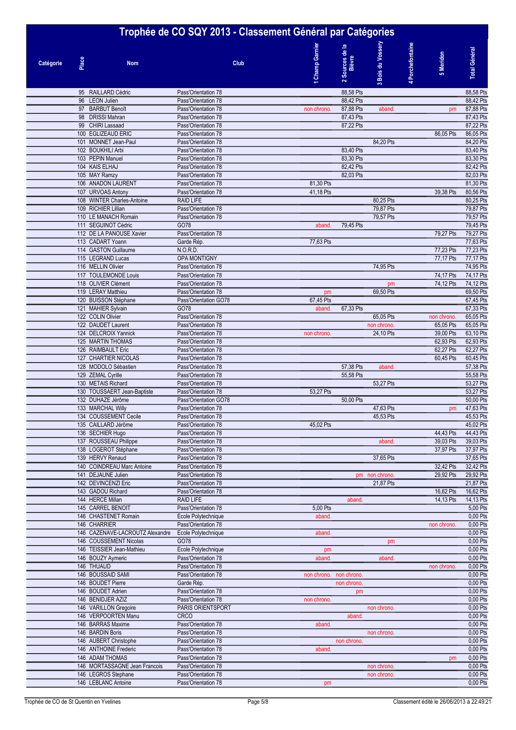# Trophée de CO SQY 2013 - Classement Général par Catégories

| Catégorie | Place | Nom | Club | 1 Champ Garnier | 2 Sources de la Bièvre | 3 Bois du Vossery | 4 Porchefontaine | 5 Meridon | Total Général |
|---|---|---|---|---|---|---|---|---|---|
| | 95 | RAILLARD Cédric | Pass'Orientation 78 | | 88,58 Pts | | | | 88,58 Pts |
| | 96 | LEON Julien | Pass'Orientation 78 | | 88,42 Pts | | | | 88,42 Pts |
| | 97 | BARBUT Benoît | Pass'Orientation 78 | non chrono. | 87,88 Pts | aband. | | pm | 87,88 Pts |
| | 98 | DRISSI Mahran | Pass'Orientation 78 | | 87,43 Pts | | | | 87,43 Pts |
| | 99 | CHIRI Lassaad | Pass'Orientation 78 | | 87,22 Pts | | | | 87,22 Pts |
| | 100 | EGLIZEAUD ERIC | Pass'Orientation 78 | | | | | 86,05 Pts | 86,05 Pts |
| | 101 | MONNET Jean-Paul | Pass'Orientation 78 | | | 84,20 Pts | | | 84,20 Pts |
| | 102 | BOUKHILI Arbi | Pass'Orientation 78 | | 83,40 Pts | | | | 83,40 Pts |
| | 103 | PEPIN Manuel | Pass'Orientation 78 | | 83,30 Pts | | | | 83,30 Pts |
| | 104 | KAIS ELHAJ | Pass'Orientation 78 | | 82,42 Pts | | | | 82,42 Pts |
| | 105 | MAY Ramzy | Pass'Orientation 78 | | 82,03 Pts | | | | 82,03 Pts |
| | 106 | ANADON LAURENT | Pass'Orientation 78 | 81,30 Pts | | | | | 81,30 Pts |
| | 107 | URVOAS Antony | Pass'Orientation 78 | 41,18 Pts | | | | 39,38 Pts | 80,56 Pts |
| | 108 | WINTER Charles-Antoine | RAID LIFE | | | 80,25 Pts | | | 80,25 Pts |
| | 109 | RICHIER Lillian | Pass'Orientation 78 | | | 79,87 Pts | | | 79,87 Pts |
| | 110 | LE MANACH Romain | Pass'Orientation 78 | | | 79,57 Pts | | | 79,57 Pts |
| | 111 | SEGUINOT Cédric | GO78 | aband. | 79,45 Pts | | | | 79,45 Pts |
| | 112 | DE LA PANOUSE Xavier | Pass'Orientation 78 | | | | | 79,27 Pts | 79,27 Pts |
| | 113 | CADART Yoann | Garde Rép. | 77,63 Pts | | | | | 77,63 Pts |
| | 114 | GASTON Guillaume | N.O.R.D. | | | | | 77,23 Pts | 77,23 Pts |
| | 115 | LEGRAND Lucas | OPA MONTIGNY | | | | | 77,17 Pts | 77,17 Pts |
| | 116 | MELLIN Olivier | Pass'Orientation 78 | | | 74,95 Pts | | | 74,95 Pts |
| | 117 | TOULEMONDE Louis | Pass'Orientation 78 | | | | | 74,17 Pts | 74,17 Pts |
| | 118 | OLIVIER Clément | Pass'Orientation 78 | | | pm | | 74,12 Pts | 74,12 Pts |
| | 119 | LERAY Matthieu | Pass'Orientation 78 | pm | | 69,50 Pts | | | 69,50 Pts |
| | 120 | BUISSON Stéphane | Pass'Orientation GO78 | 67,45 Pts | | | | | 67,45 Pts |
| | 121 | MAHIER Sylvain | GO78 | aband. | 67,33 Pts | | | | 67,33 Pts |
| | 122 | COLIN Olivier | Pass'Orientation 78 | | | 65,05 Pts | | non chrono. | 65,05 Pts |
| | 122 | DAUDET Laurent | Pass'Orientation 78 | | | non chrono. | | 65,05 Pts | 65,05 Pts |
| | 124 | DELCROIX Yannick | Pass'Orientation 78 | non chrono. | | 24,10 Pts | | 39,00 Pts | 63,10 Pts |
| | 125 | MARTIN THOMAS | Pass'Orientation 78 | | | | | 62,93 Pts | 62,93 Pts |
| | 126 | RAIMBAULT Eric | Pass'Orientation 78 | | | | | 62,27 Pts | 62,27 Pts |
| | 127 | CHARTIER NICOLAS | Pass'Orientation 78 | | | | | 60,45 Pts | 60,45 Pts |
| | 128 | MODOLO Sébastien | Pass'Orientation 78 | | 57,38 Pts | aband. | | | 57,38 Pts |
| | 129 | ZEMAL Cyrille | Pass'Orientation 78 | | 55,58 Pts | | | | 55,58 Pts |
| | 130 | METAIS Richard | Pass'Orientation 78 | | | 53,27 Pts | | | 53,27 Pts |
| | 130 | TOUSSAERT Jean-Baptiste | Pass'Orientation 78 | 53,27 Pts | | | | | 53,27 Pts |
| | 132 | DUHAZE Jérôme | Pass'Orientation GO78 | | 50,00 Pts | | | | 50,00 Pts |
| | 133 | MARCHAL Willy | Pass'Orientation 78 | | | 47,63 Pts | | pm | 47,63 Pts |
| | 134 | COUSSEMENT Cecile | Pass'Orientation 78 | | | 45,53 Pts | | | 45,53 Pts |
| | 135 | CAILLARD Jérôme | Pass'Orientation 78 | 45,02 Pts | | | | | 45,02 Pts |
| | 136 | SECHIER Hugo | Pass'Orientation 78 | | | | | 44,43 Pts | 44,43 Pts |
| | 137 | ROUSSEAU Philippe | Pass'Orientation 78 | | | aband. | | 39,03 Pts | 39,03 Pts |
| | 138 | LOGEROT Stéphane | Pass'Orientation 78 | | | | | 37,97 Pts | 37,97 Pts |
| | 139 | HERVY Renaud | Pass'Orientation 78 | | | 37,65 Pts | | | 37,65 Pts |
| | 140 | COINDREAU Marc Antoine | Pass'Orientation 78 | | | | | 32,42 Pts | 32,42 Pts |
| | 141 | DEJAUNE Julien | Pass'Orientation 78 | | pm | non chrono. | | 29,92 Pts | 29,92 Pts |
| | 142 | DEVINCENZI Eric | Pass'Orientation 78 | | | 21,87 Pts | | | 21,87 Pts |
| | 143 | GADOU Richard | Pass'Orientation 78 | | | | | 16,62 Pts | 16,62 Pts |
| | 144 | HERCE Millan | RAID LIFE | | aband. | | | 14,13 Pts | 14,13 Pts |
| | 145 | CARREL BENOIT | Pass'Orientation 78 | 5,00 Pts | | | | | 5,00 Pts |
| | 146 | CHASTENET Romain | Ecole Polytechnique | aband. | | | | | 0,00 Pts |
| | 146 | CHARRIER | Pass'Orientation 78 | | | | | non chrono. | 0,00 Pts |
| | 146 | CAZENAVE-LACROUTZ Alexandre | Ecole Polytechnique | aband. | | | | | 0,00 Pts |
| | 146 | COUSSEMENT Nicolas | GO78 | | | pm | | | 0,00 Pts |
| | 146 | TEISSIER Jean-Mathieu | Ecole Polytechnique | pm | | | | | 0,00 Pts |
| | 146 | BOUZY Aymeric | Pass'Orientation 78 | aband. | | aband. | | | 0,00 Pts |
| | 146 | THUAUD | Pass'Orientation 78 | | | | | non chrono. | 0,00 Pts |
| | 146 | BOUSSAID SAMI | Pass'Orientation 78 | non chrono. | non chrono. | | | | 0,00 Pts |
| | 146 | BOUDET Pierre | Garde Rép. | | non chrono. | | | | 0,00 Pts |
| | 146 | BOUDET Adrien | Pass'Orientation 78 | | pm | | | | 0,00 Pts |
| | 146 | BENIDJER AZIZ | Pass'Orientation 78 | non chrono. | | | | | 0,00 Pts |
| | 146 | VARILLON Gregoire | PARIS ORIENTSPORT | | | non chrono. | | | 0,00 Pts |
| | 146 | VERPOORTEN Manu | CRCO | | aband. | | | | 0,00 Pts |
| | 146 | BARRAS Maxime | Pass'Orientation 78 | aband. | | | | | 0,00 Pts |
| | 146 | BARDIN Boris | Pass'Orientation 78 | | | non chrono. | | | 0,00 Pts |
| | 146 | AUBERT Christophe | Pass'Orientation 78 | | non chrono. | | | | 0,00 Pts |
| | 146 | ANTHOINE Frederic | Pass'Orientation 78 | aband. | | | | | 0,00 Pts |
| | 146 | ADAM THOMAS | Pass'Orientation 78 | | | | | pm | 0,00 Pts |
| | 146 | MORTASSAGNE Jean Francois | Pass'Orientation 78 | | | non chrono. | | | 0,00 Pts |
| | 146 | LEGROS Stephane | Pass'Orientation 78 | | | non chrono. | | | 0,00 Pts |
| | 146 | LEBLANC Antoine | Pass'Orientation 78 | pm | | | | | 0,00 Pts |

Classement édité le 26/06/2013 à 22:49:21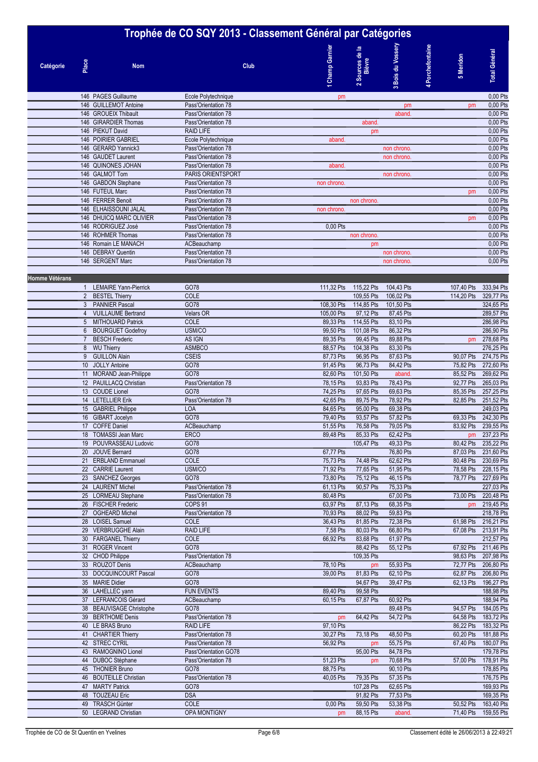# Trophée de CO SQY 2013 - Classement Général par Catégories

| Catégorie | Place | Nom | Club | 1 Champ Garnier | 2 Sources de la Bièvre | 3 Bois du Vossery | 4 Porchefontaine | 5 Meridon | Total Général |
|---|---|---|---|---|---|---|---|---|---|
| | 146 | PAGES Guillaume | Ecole Polytechnique | pm | | | | | 0,00 Pts |
| | 146 | GUILLEMOT Antoine | Pass'Orientation 78 | | | pm | | pm | 0,00 Pts |
| | 146 | GROUEIX Thibault | Pass'Orientation 78 | | | aband. | | | 0,00 Pts |
| | 146 | GIRARDIER Thomas | Pass'Orientation 78 | | aband. | | | | 0,00 Pts |
| | 146 | PIEKUT David | RAID LIFE | | pm | | | | 0,00 Pts |
| | 146 | POIRIER GABRIEL | Ecole Polytechnique | aband. | | | | | 0,00 Pts |
| | 146 | GERARD Yannick3 | Pass'Orientation 78 | | | non chrono. | | | 0,00 Pts |
| | 146 | GAUDET Laurent | Pass'Orientation 78 | | | non chrono. | | | 0,00 Pts |
| | 146 | QUINONES JOHAN | Pass'Orientation 78 | aband. | | | | | 0,00 Pts |
| | 146 | GALMOT Tom | PARIS ORIENTSPORT | | | non chrono. | | | 0,00 Pts |
| | 146 | GABDON Stephane | Pass'Orientation 78 | non chrono. | | | | | 0,00 Pts |
| | 146 | FUTEUL Marc | Pass'Orientation 78 | | | | | pm | 0,00 Pts |
| | 146 | FERRER Benoit | Pass'Orientation 78 | | non chrono. | | | | 0,00 Pts |
| | 146 | ELHAISSOUNI JALAL | Pass'Orientation 78 | non chrono. | | | | | 0,00 Pts |
| | 146 | DHUICQ MARC OLIVIER | Pass'Orientation 78 | | | | | pm | 0,00 Pts |
| | 146 | RODRIGUEZ José | Pass'Orientation 78 | 0,00 Pts | | | | | 0,00 Pts |
| | 146 | ROHMER Thomas | Pass'Orientation 78 | | non chrono. | | | | 0,00 Pts |
| | 146 | Romain LE MANACH | ACBeauchamp | | pm | | | | 0,00 Pts |
| | 146 | DEBRAY Quentin | Pass'Orientation 78 | | | non chrono. | | | 0,00 Pts |
| | 146 | SERGENT Marc | Pass'Orientation 78 | | | non chrono. | | | 0,00 Pts |
| **Homme Vétérans** | | | | | | | | | |
| | 1 | LEMAIRE Yann-Pierrick | GO78 | 111,32 Pts | 115,22 Pts | 104,43 Pts | | 107,40 Pts | 333,94 Pts |
| | 2 | BESTEL Thierry | COLE | | 109,55 Pts | 106,02 Pts | | 114,20 Pts | 329,77 Pts |
| | 3 | PANNIER Pascal | GO78 | 108,30 Pts | 114,85 Pts | 101,50 Pts | | | 324,65 Pts |
| | 4 | VUILLAUME Bertrand | Velars OR | 105,00 Pts | 97,12 Pts | 87,45 Pts | | | 289,57 Pts |
| | 5 | MITHOUARD Patrick | COLE | 89,33 Pts | 114,55 Pts | 83,10 Pts | | | 286,98 Pts |
| | 6 | BOURGUET Godefroy | USM/CO | 99,50 Pts | 101,08 Pts | 86,32 Pts | | | 286,90 Pts |
| | 7 | BESCH Frederic | AS IGN | 89,35 Pts | 99,45 Pts | 89,88 Pts | | pm | 278,68 Pts |
| | 8 | WU Thierry | ASMBCO | 88,57 Pts | 104,38 Pts | 83,30 Pts | | | 276,25 Pts |
| | 9 | GUILLON Alain | CSEIS | 87,73 Pts | 96,95 Pts | 87,63 Pts | | 90,07 Pts | 274,75 Pts |
| | 10 | JOLLY Antoine | GO78 | 91,45 Pts | 96,73 Pts | 84,42 Pts | | 75,82 Pts | 272,60 Pts |
| | 11 | MORAND Jean-Philippe | GO78 | 82,60 Pts | 101,50 Pts | aband. | | 85,52 Pts | 269,62 Pts |
| | 12 | PAUILLACQ Christian | Pass'Orientation 78 | 78,15 Pts | 93,83 Pts | 78,43 Pts | | 92,77 Pts | 265,03 Pts |
| | 13 | COUDE Lionel | GO78 | 74,25 Pts | 97,65 Pts | 69,63 Pts | | 85,35 Pts | 257,25 Pts |
| | 14 | LETELLIER Erik | Pass'Orientation 78 | 42,65 Pts | 89,75 Pts | 78,92 Pts | | 82,85 Pts | 251,52 Pts |
| | 15 | GABRIEL Philippe | LOA | 84,65 Pts | 95,00 Pts | 69,38 Pts | | | 249,03 Pts |
| | 16 | GIBART Jocelyn | GO78 | 79,40 Pts | 93,57 Pts | 57,82 Pts | | 69,33 Pts | 242,30 Pts |
| | 17 | COFFE Daniel | ACBeauchamp | 51,55 Pts | 76,58 Pts | 79,05 Pts | | 83,92 Pts | 239,55 Pts |
| | 18 | TOMASSI Jean Marc | ERCO | 89,48 Pts | 85,33 Pts | 62,42 Pts | | pm | 237,23 Pts |
| | 19 | POUVRASSEAU Ludovic | GO78 | | 105,47 Pts | 49,33 Pts | | 80,42 Pts | 235,22 Pts |
| | 20 | JOUVE Bernard | GO78 | 67,77 Pts | | 76,80 Pts | | 87,03 Pts | 231,60 Pts |
| | 21 | ERBLAND Emmanuel | COLE | 75,73 Pts | 74,48 Pts | 62,62 Pts | | 80,48 Pts | 230,69 Pts |
| | 22 | CARRIE Laurent | USM/CO | 71,92 Pts | 77,65 Pts | 51,95 Pts | | 78,58 Pts | 228,15 Pts |
| | 23 | SANCHEZ Georges | GO78 | 73,80 Pts | 75,12 Pts | 46,15 Pts | | 78,77 Pts | 227,69 Pts |
| | 24 | LAURENT Michel | Pass'Orientation 78 | 61,13 Pts | 90,57 Pts | 75,33 Pts | | | 227,03 Pts |
| | 25 | LORMEAU Stephane | Pass'Orientation 78 | 80,48 Pts | | 67,00 Pts | | 73,00 Pts | 220,48 Pts |
| | 26 | FISCHER Frederic | COPS 91 | 63,97 Pts | 87,13 Pts | 68,35 Pts | | pm | 219,45 Pts |
| | 27 | OGHEARD Michel | Pass'Orientation 78 | 70,93 Pts | 88,02 Pts | 59,83 Pts | | | 218,78 Pts |
| | 28 | LOISEL Samuel | COLE | 36,43 Pts | 81,85 Pts | 72,38 Pts | | 61,98 Pts | 216,21 Pts |
| | 29 | VERBRUGGHE Alain | RAID LIFE | 7,58 Pts | 80,03 Pts | 66,80 Pts | | 67,08 Pts | 213,91 Pts |
| | 30 | FARGANEL Thierry | COLE | 66,92 Pts | 83,68 Pts | 61,97 Pts | | | 212,57 Pts |
| | 31 | ROGER Vincent | GO78 | | 88,42 Pts | 55,12 Pts | | 67,92 Pts | 211,46 Pts |
| | 32 | CHOD Philippe | Pass'Orientation 78 | | 109,35 Pts | | | 98,63 Pts | 207,98 Pts |
| | 33 | ROUZOT Denis | ACBeauchamp | 78,10 Pts | pm | 55,93 Pts | | 72,77 Pts | 206,80 Pts |
| | 33 | DOCQUINCOURT Pascal | GO78 | 39,00 Pts | 81,83 Pts | 62,10 Pts | | 62,87 Pts | 206,80 Pts |
| | 35 | MARIE Didier | GO78 | | 94,67 Pts | 39,47 Pts | | 62,13 Pts | 196,27 Pts |
| | 36 | LAHELLEC yann | FUN EVENTS | 89,40 Pts | 99,58 Pts | | | | 188,98 Pts |
| | 37 | LEFRANCOIS Gérard | ACBeauchamp | 60,15 Pts | 67,87 Pts | 60,92 Pts | | | 188,94 Pts |
| | 38 | BEAUVISAGE Christophe | GO78 | | | 89,48 Pts | | 94,57 Pts | 184,05 Pts |
| | 39 | BERTHOME Denis | Pass'Orientation 78 | pm | 64,42 Pts | 54,72 Pts | | 64,58 Pts | 183,72 Pts |
| | 40 | LE BRAS Bruno | RAID LIFE | 97,10 Pts | | | | 86,22 Pts | 183,32 Pts |
| | 41 | CHARTIER Thierry | Pass'Orientation 78 | 30,27 Pts | 73,18 Pts | 48,50 Pts | | 60,20 Pts | 181,88 Pts |
| | 42 | STREC CYRIL | Pass'Orientation 78 | 56,92 Pts | pm | 55,75 Pts | | 67,40 Pts | 180,07 Pts |
| | 43 | RAMOGNINO Lionel | Pass'Orientation GO78 | | 95,00 Pts | 84,78 Pts | | | 179,78 Pts |
| | 44 | DUBOC Stéphane | Pass'Orientation 78 | 51,23 Pts | pm | 70,68 Pts | | 57,00 Pts | 178,91 Pts |
| | 45 | THONIER Bruno | GO78 | 88,75 Pts | | 90,10 Pts | | | 178,85 Pts |
| | 46 | BOUTEILLE Christian | Pass'Orientation 78 | 40,05 Pts | 79,35 Pts | 57,35 Pts | | | 176,75 Pts |
| | 47 | MARTY Patrick | GO78 | | 107,28 Pts | 62,65 Pts | | | 169,93 Pts |
| | 48 | TOUZEAU Eric | DSA | | 91,82 Pts | 77,53 Pts | | | 169,35 Pts |
| | 49 | TRASCH Günter | COLE | 0,00 Pts | 59,50 Pts | 53,38 Pts | | 50,52 Pts | 163,40 Pts |
| | 50 | LEGRAND Christian | OPA MONTIGNY | pm | 88,15 Pts | aband. | | 71,40 Pts | 159,55 Pts |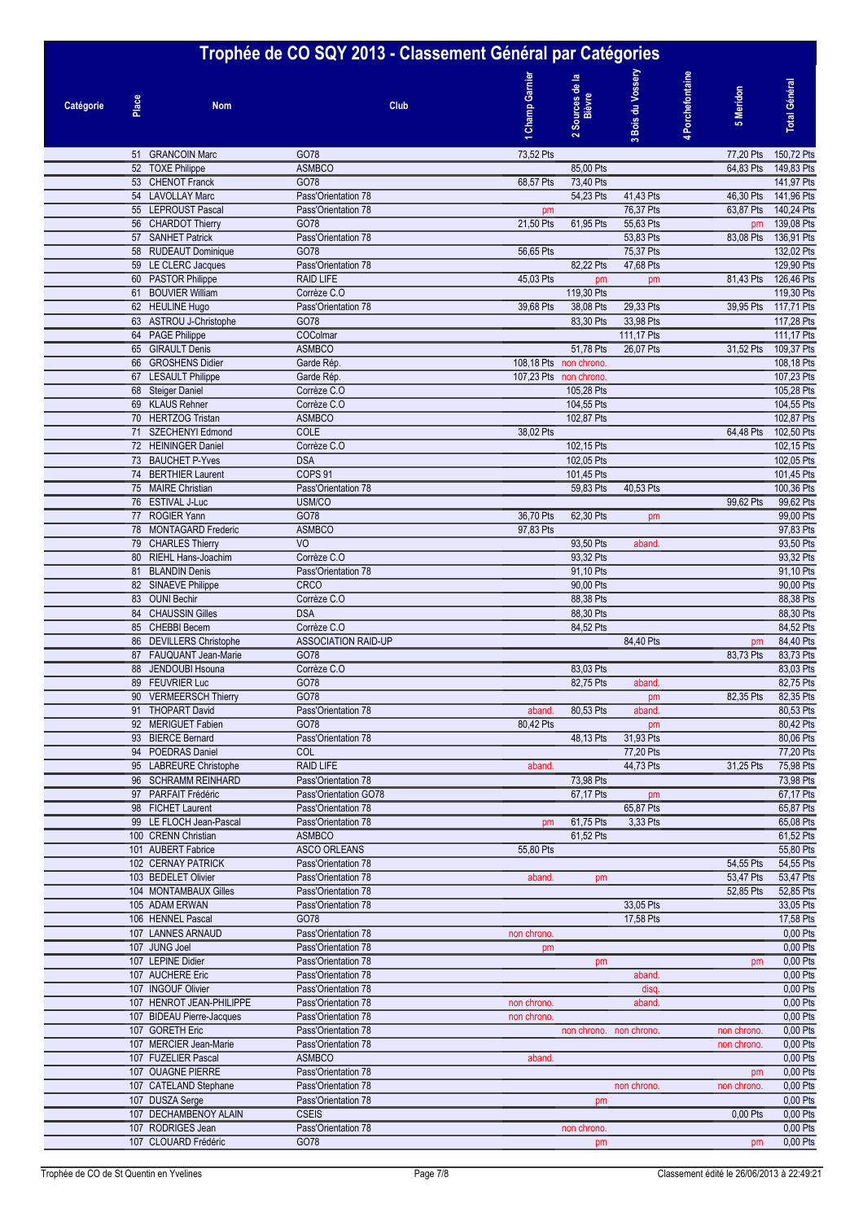# Trophée de CO SQY 2013 - Classement Général par Catégories

| Catégorie | Place | Nom | Club | 1 Champ Garnier | 2 Sources de la Bièvre | 3 Bois du Vossery | 4 Porchefontaine | 5 Meridon | Total Général |
|---|---|---|---|---|---|---|---|---|---|
| | 51 | GRANCOIN Marc | GO78 | 73,52 Pts | | | | 77,20 Pts | 150,72 Pts |
| | 52 | TOXE Philippe | ASMBCO | | 85,00 Pts | | | 64,83 Pts | 149,83 Pts |
| | 53 | CHENOT Franck | GO78 | 68,57 Pts | 73,40 Pts | | | | 141,97 Pts |
| | 54 | LAVOLLAY Marc | Pass'Orientation 78 | | 54,23 Pts | 41,43 Pts | | 46,30 Pts | 141,96 Pts |
| | 55 | LEPROUST Pascal | Pass'Orientation 78 | pm | | 76,37 Pts | | 63,87 Pts | 140,24 Pts |
| | 56 | CHARDOT Thierry | GO78 | 21,50 Pts | 61,95 Pts | 55,63 Pts | | pm | 139,08 Pts |
| | 57 | SANHET Patrick | Pass'Orientation 78 | | | 53,83 Pts | | 83,08 Pts | 136,91 Pts |
| | 58 | RUDEAUT Dominique | GO78 | 56,65 Pts | | 75,37 Pts | | | 132,02 Pts |
| | 59 | LE CLERC Jacques | Pass'Orientation 78 | | 82,22 Pts | 47,68 Pts | | | 129,90 Pts |
| | 60 | PASTOR Philippe | RAID LIFE | 45,03 Pts | pm | pm | | 81,43 Pts | 126,46 Pts |
| | 61 | BOUVIER William | Corrèze C.O | | 119,30 Pts | | | | 119,30 Pts |
| | 62 | HEULINE Hugo | Pass'Orientation 78 | 39,68 Pts | 38,08 Pts | 29,33 Pts | | 39,95 Pts | 117,71 Pts |
| | 63 | ASTROU J-Christophe | GO78 | | 83,30 Pts | 33,98 Pts | | | 117,28 Pts |
| | 64 | PAGE Philippe | COColmar | | | 111,17 Pts | | | 111,17 Pts |
| | 65 | GIRAULT Denis | ASMBCO | | 51,78 Pts | 26,07 Pts | | 31,52 Pts | 109,37 Pts |
| | 66 | GROSHENS Didier | Garde Rép. | 108,18 Pts | non chrono. | | | | 108,18 Pts |
| | 67 | LESAULT Philippe | Garde Rép. | 107,23 Pts | non chrono. | | | | 107,23 Pts |
| | 68 | Steiger Daniel | Corrèze C.O | | 105,28 Pts | | | | 105,28 Pts |
| | 69 | KLAUS Rehner | Corrèze C.O | | 104,55 Pts | | | | 104,55 Pts |
| | 70 | HERTZOG Tristan | ASMBCO | | 102,87 Pts | | | | 102,87 Pts |
| | 71 | SZECHENYI Edmond | COLE | 38,02 Pts | | | | 64,48 Pts | 102,50 Pts |
| | 72 | HEININGER Daniel | Corrèze C.O | | 102,15 Pts | | | | 102,15 Pts |
| | 73 | BAUCHET P-Yves | DSA | | 102,05 Pts | | | | 102,05 Pts |
| | 74 | BERTHIER Laurent | COPS 91 | | 101,45 Pts | | | | 101,45 Pts |
| | 75 | MAIRE Christian | Pass'Orientation 78 | | 59,83 Pts | 40,53 Pts | | | 100,36 Pts |
| | 76 | ESTIVAL J-Luc | USM/CO | | | | | 99,62 Pts | 99,62 Pts |
| | 77 | ROGIER Yann | GO78 | 36,70 Pts | 62,30 Pts | pm | | | 99,00 Pts |
| | 78 | MONTAGARD Frederic | ASMBCO | 97,83 Pts | | | | | 97,83 Pts |
| | 79 | CHARLES Thierry | VO | | 93,50 Pts | aband. | | | 93,50 Pts |
| | 80 | RIEHL Hans-Joachim | Corrèze C.O | | 93,32 Pts | | | | 93,32 Pts |
| | 81 | BLANDIN Denis | Pass'Orientation 78 | | 91,10 Pts | | | | 91,10 Pts |
| | 82 | SINAEVE Philippe | CRCO | | 90,00 Pts | | | | 90,00 Pts |
| | 83 | OUNI Bechir | Corrèze C.O | | 88,38 Pts | | | | 88,38 Pts |
| | 84 | CHAUSSIN Gilles | DSA | | 88,30 Pts | | | | 88,30 Pts |
| | 85 | CHEBBI Becem | Corrèze C.O | | 84,52 Pts | | | | 84,52 Pts |
| | 86 | DEVILLERS Christophe | ASSOCIATION RAID-UP | | | 84,40 Pts | | pm | 84,40 Pts |
| | 87 | FAUQUANT Jean-Marie | GO78 | | | | | 83,73 Pts | 83,73 Pts |
| | 88 | JENDOUBI Hsouna | Corrèze C.O | | 83,03 Pts | | | | 83,03 Pts |
| | 89 | FEUVRIER Luc | GO78 | | 82,75 Pts | aband. | | | 82,75 Pts |
| | 90 | VERMEERSCH Thierry | GO78 | | | pm | | 82,35 Pts | 82,35 Pts |
| | 91 | THOPART David | Pass'Orientation 78 | aband. | 80,53 Pts | aband. | | | 80,53 Pts |
| | 92 | MERIGUET Fabien | GO78 | 80,42 Pts | | pm | | | 80,42 Pts |
| | 93 | BIERCE Bernard | Pass'Orientation 78 | | 48,13 Pts | 31,93 Pts | | | 80,06 Pts |
| | 94 | POEDRAS Daniel | COL | | | 77,20 Pts | | | 77,20 Pts |
| | 95 | LABREURE Christophe | RAID LIFE | aband. | | 44,73 Pts | | 31,25 Pts | 75,98 Pts |
| | 96 | SCHRAMM REINHARD | Pass'Orientation 78 | | 73,98 Pts | | | | 73,98 Pts |
| | 97 | PARFAIT Frédéric | Pass'Orientation GO78 | | 67,17 Pts | pm | | | 67,17 Pts |
| | 98 | FICHET Laurent | Pass'Orientation 78 | | | 65,87 Pts | | | 65,87 Pts |
| | 99 | LE FLOCH Jean-Pascal | Pass'Orientation 78 | pm | 61,75 Pts | 3,33 Pts | | | 65,08 Pts |
| | 100 | CRENN Christian | ASMBCO | | 61,52 Pts | | | | 61,52 Pts |
| | 101 | AUBERT Fabrice | ASCO ORLEANS | 55,80 Pts | | | | | 55,80 Pts |
| | 102 | CERNAY PATRICK | Pass'Orientation 78 | | | | | 54,55 Pts | 54,55 Pts |
| | 103 | BEDELET Olivier | Pass'Orientation 78 | aband. | pm | | | 53,47 Pts | 53,47 Pts |
| | 104 | MONTAMBAUX Gilles | Pass'Orientation 78 | | | | | 52,85 Pts | 52,85 Pts |
| | 105 | ADAM ERWAN | Pass'Orientation 78 | | | 33,05 Pts | | | 33,05 Pts |
| | 106 | HENNEL Pascal | GO78 | | | 17,58 Pts | | | 17,58 Pts |
| | 107 | LANNES ARNAUD | Pass'Orientation 78 | non chrono. | | | | | 0,00 Pts |
| | 107 | JUNG Joel | Pass'Orientation 78 | pm | | | | | 0,00 Pts |
| | 107 | LEPINE Didier | Pass'Orientation 78 | | pm | | | pm | 0,00 Pts |
| | 107 | AUCHERE Eric | Pass'Orientation 78 | | | aband. | | | 0,00 Pts |
| | 107 | INGOUF Olivier | Pass'Orientation 78 | | | disq. | | | 0,00 Pts |
| | 107 | HENROT JEAN-PHILIPPE | Pass'Orientation 78 | non chrono. | | aband. | | | 0,00 Pts |
| | 107 | BIDEAU Pierre-Jacques | Pass'Orientation 78 | non chrono. | | | | | 0,00 Pts |
| | 107 | GORETH Eric | Pass'Orientation 78 | | non chrono. | non chrono. | | non chrono. | 0,00 Pts |
| | 107 | MERCIER Jean-Marie | Pass'Orientation 78 | | | | | non chrono. | 0,00 Pts |
| | 107 | FUZELIER Pascal | ASMBCO | aband. | | | | | 0,00 Pts |
| | 107 | OUAGNE PIERRE | Pass'Orientation 78 | | | | | pm | 0,00 Pts |
| | 107 | CATELAND Stephane | Pass'Orientation 78 | | | non chrono. | | non chrono. | 0,00 Pts |
| | 107 | DUSZA Serge | Pass'Orientation 78 | | pm | | | | 0,00 Pts |
| | 107 | DECHAMBENOY ALAIN | CSEIS | | | | | 0,00 Pts | 0,00 Pts |
| | 107 | RODRIGES Jean | Pass'Orientation 78 | | non chrono. | | | | 0,00 Pts |
| | 107 | CLOUARD Frédéric | GO78 | | pm | | | pm | 0,00 Pts |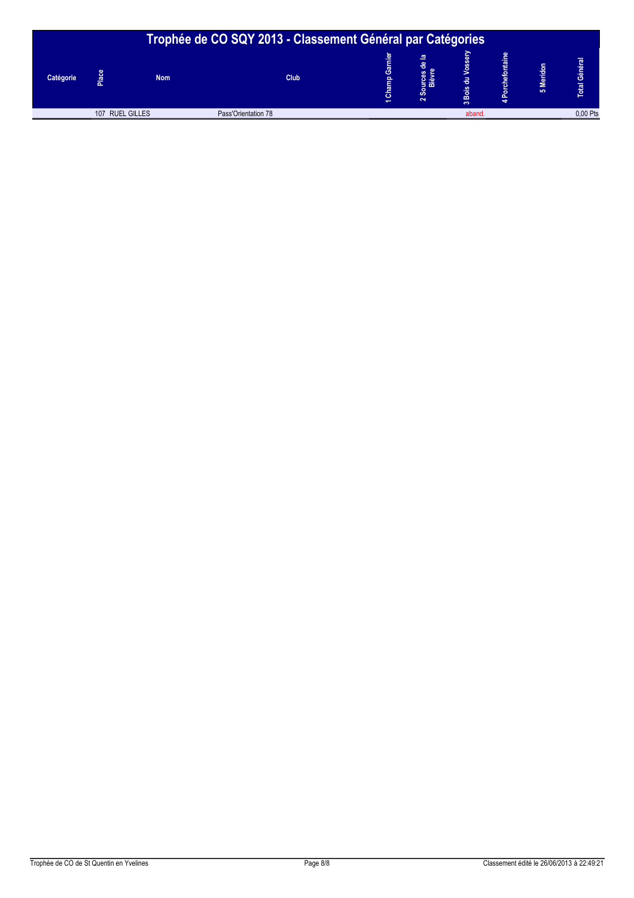# Trophée de CO SQY 2013 - Classement Général par Catégories

| Catégorie | Place | Nom | Club | 1 Champ Garnier | 2 Sources de la Bièvre | 3 Bois du Vossery | 4 Porchefontaine | 5 Meridon | Total Général |
|---|---|---|---|---|---|---|---|---|---|
| | 107 | RUEL GILLES | Pass'Orientation 78 | | | aband. | | | 0,00 Pts |